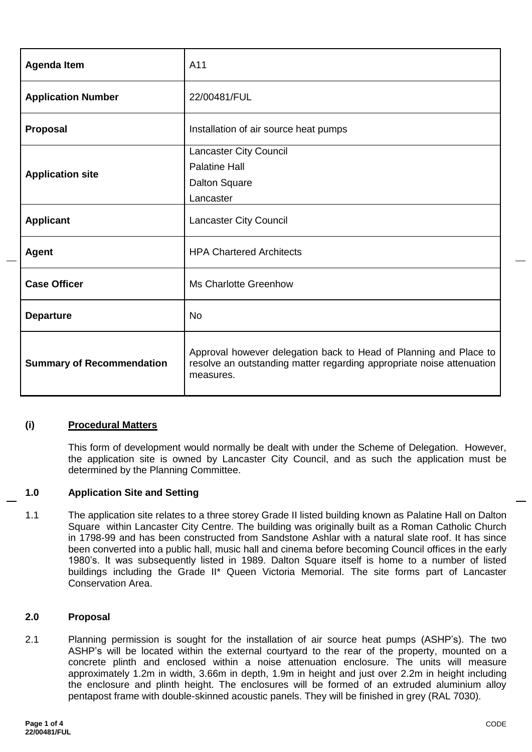| Agenda Item | A11 |
|---|---|
| **Application Number** | 22/00481/FUL |
| **Proposal** | Installation of air source heat pumps |
| **Application site** | Lancaster City Council<br>Palatine Hall<br>Dalton Square<br>Lancaster |
| **Applicant** | Lancaster City Council |
| **Agent** | HPA Chartered Architects |
| **Case Officer** | Ms Charlotte Greenhow |
| **Departure** | No |
| **Summary of Recommendation** | Approval however delegation back to Head of Planning and Place to resolve an outstanding matter regarding appropriate noise attenuation measures. |

## (i) Procedural Matters

This form of development would normally be dealt with under the Scheme of Delegation. However, the application site is owned by Lancaster City Council, and as such the application must be determined by the Planning Committee.

## 1.0 Application Site and Setting

1.1 The application site relates to a three storey Grade II listed building known as Palatine Hall on Dalton Square within Lancaster City Centre. The building was originally built as a Roman Catholic Church in 1798-99 and has been constructed from Sandstone Ashlar with a natural slate roof. It has since been converted into a public hall, music hall and cinema before becoming Council offices in the early 1980's. It was subsequently listed in 1989. Dalton Square itself is home to a number of listed buildings including the Grade II* Queen Victoria Memorial. The site forms part of Lancaster Conservation Area.

## 2.0 Proposal

2.1 Planning permission is sought for the installation of air source heat pumps (ASHP's). The two ASHP's will be located within the external courtyard to the rear of the property, mounted on a concrete plinth and enclosed within a noise attenuation enclosure. The units will measure approximately 1.2m in width, 3.66m in depth, 1.9m in height and just over 2.2m in height including the enclosure and plinth height. The enclosures will be formed of an extruded aluminium alloy pentapost frame with double-skinned acoustic panels. They will be finished in grey (RAL 7030).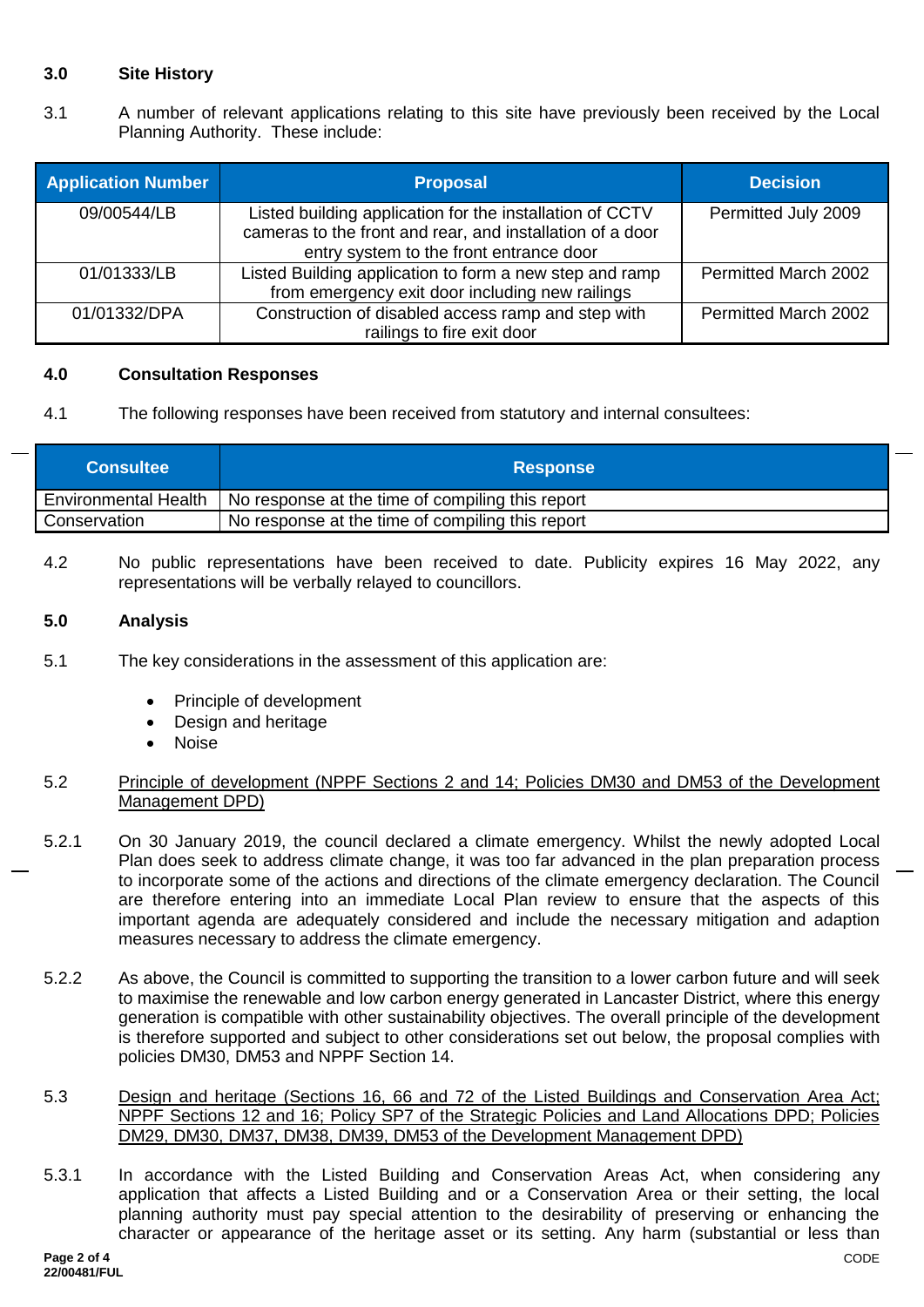### 3.0 Site History

3.1 A number of relevant applications relating to this site have previously been received by the Local Planning Authority. These include:

| Application Number | Proposal | Decision |
| --- | --- | --- |
| 09/00544/LB | Listed building application for the installation of CCTV cameras to the front and rear, and installation of a door entry system to the front entrance door | Permitted July 2009 |
| 01/01333/LB | Listed Building application to form a new step and ramp from emergency exit door including new railings | Permitted March 2002 |
| 01/01332/DPA | Construction of disabled access ramp and step with railings to fire exit door | Permitted March 2002 |

### 4.0 Consultation Responses

4.1 The following responses have been received from statutory and internal consultees:

| Consultee | Response |
| --- | --- |
| Environmental Health | No response at the time of compiling this report |
| Conservation | No response at the time of compiling this report |

4.2 No public representations have been received to date. Publicity expires 16 May 2022, any representations will be verbally relayed to councillors.

### 5.0 Analysis

5.1 The key considerations in the assessment of this application are:

- Principle of development
- Design and heritage
- Noise

5.2 Principle of development (NPPF Sections 2 and 14; Policies DM30 and DM53 of the Development Management DPD)

5.2.1 On 30 January 2019, the council declared a climate emergency. Whilst the newly adopted Local Plan does seek to address climate change, it was too far advanced in the plan preparation process to incorporate some of the actions and directions of the climate emergency declaration. The Council are therefore entering into an immediate Local Plan review to ensure that the aspects of this important agenda are adequately considered and include the necessary mitigation and adaption measures necessary to address the climate emergency.

5.2.2 As above, the Council is committed to supporting the transition to a lower carbon future and will seek to maximise the renewable and low carbon energy generated in Lancaster District, where this energy generation is compatible with other sustainability objectives. The overall principle of the development is therefore supported and subject to other considerations set out below, the proposal complies with policies DM30, DM53 and NPPF Section 14.

5.3 Design and heritage (Sections 16, 66 and 72 of the Listed Buildings and Conservation Area Act; NPPF Sections 12 and 16; Policy SP7 of the Strategic Policies and Land Allocations DPD; Policies DM29, DM30, DM37, DM38, DM39, DM53 of the Development Management DPD)

5.3.1 In accordance with the Listed Building and Conservation Areas Act, when considering any application that affects a Listed Building and or a Conservation Area or their setting, the local planning authority must pay special attention to the desirability of preserving or enhancing the character or appearance of the heritage asset or its setting. Any harm (substantial or less than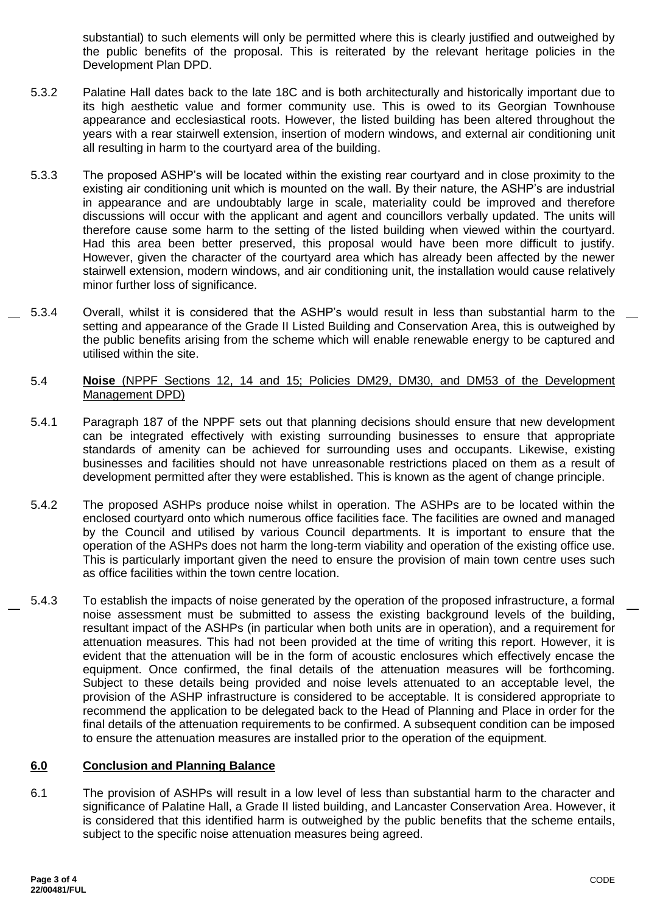substantial) to such elements will only be permitted where this is clearly justified and outweighed by the public benefits of the proposal. This is reiterated by the relevant heritage policies in the Development Plan DPD.

5.3.2 Palatine Hall dates back to the late 18C and is both architecturally and historically important due to its high aesthetic value and former community use. This is owed to its Georgian Townhouse appearance and ecclesiastical roots. However, the listed building has been altered throughout the years with a rear stairwell extension, insertion of modern windows, and external air conditioning unit all resulting in harm to the courtyard area of the building.

5.3.3 The proposed ASHP's will be located within the existing rear courtyard and in close proximity to the existing air conditioning unit which is mounted on the wall. By their nature, the ASHP's are industrial in appearance and are undoubtably large in scale, materiality could be improved and therefore discussions will occur with the applicant and agent and councillors verbally updated. The units will therefore cause some harm to the setting of the listed building when viewed within the courtyard. Had this area been better preserved, this proposal would have been more difficult to justify. However, given the character of the courtyard area which has already been affected by the newer stairwell extension, modern windows, and air conditioning unit, the installation would cause relatively minor further loss of significance.

5.3.4 Overall, whilst it is considered that the ASHP's would result in less than substantial harm to the setting and appearance of the Grade II Listed Building and Conservation Area, this is outweighed by the public benefits arising from the scheme which will enable renewable energy to be captured and utilised within the site.

5.4 **Noise** (NPPF Sections 12, 14 and 15; Policies DM29, DM30, and DM53 of the Development Management DPD)

5.4.1 Paragraph 187 of the NPPF sets out that planning decisions should ensure that new development can be integrated effectively with existing surrounding businesses to ensure that appropriate standards of amenity can be achieved for surrounding uses and occupants. Likewise, existing businesses and facilities should not have unreasonable restrictions placed on them as a result of development permitted after they were established. This is known as the agent of change principle.

5.4.2 The proposed ASHPs produce noise whilst in operation. The ASHPs are to be located within the enclosed courtyard onto which numerous office facilities face. The facilities are owned and managed by the Council and utilised by various Council departments. It is important to ensure that the operation of the ASHPs does not harm the long-term viability and operation of the existing office use. This is particularly important given the need to ensure the provision of main town centre uses such as office facilities within the town centre location.

5.4.3 To establish the impacts of noise generated by the operation of the proposed infrastructure, a formal noise assessment must be submitted to assess the existing background levels of the building, resultant impact of the ASHPs (in particular when both units are in operation), and a requirement for attenuation measures. This had not been provided at the time of writing this report. However, it is evident that the attenuation will be in the form of acoustic enclosures which effectively encase the equipment. Once confirmed, the final details of the attenuation measures will be forthcoming. Subject to these details being provided and noise levels attenuated to an acceptable level, the provision of the ASHP infrastructure is considered to be acceptable. It is considered appropriate to recommend the application to be delegated back to the Head of Planning and Place in order for the final details of the attenuation requirements to be confirmed. A subsequent condition can be imposed to ensure the attenuation measures are installed prior to the operation of the equipment.

## 6.0 Conclusion and Planning Balance

6.1 The provision of ASHPs will result in a low level of less than substantial harm to the character and significance of Palatine Hall, a Grade II listed building, and Lancaster Conservation Area. However, it is considered that this identified harm is outweighed by the public benefits that the scheme entails, subject to the specific noise attenuation measures being agreed.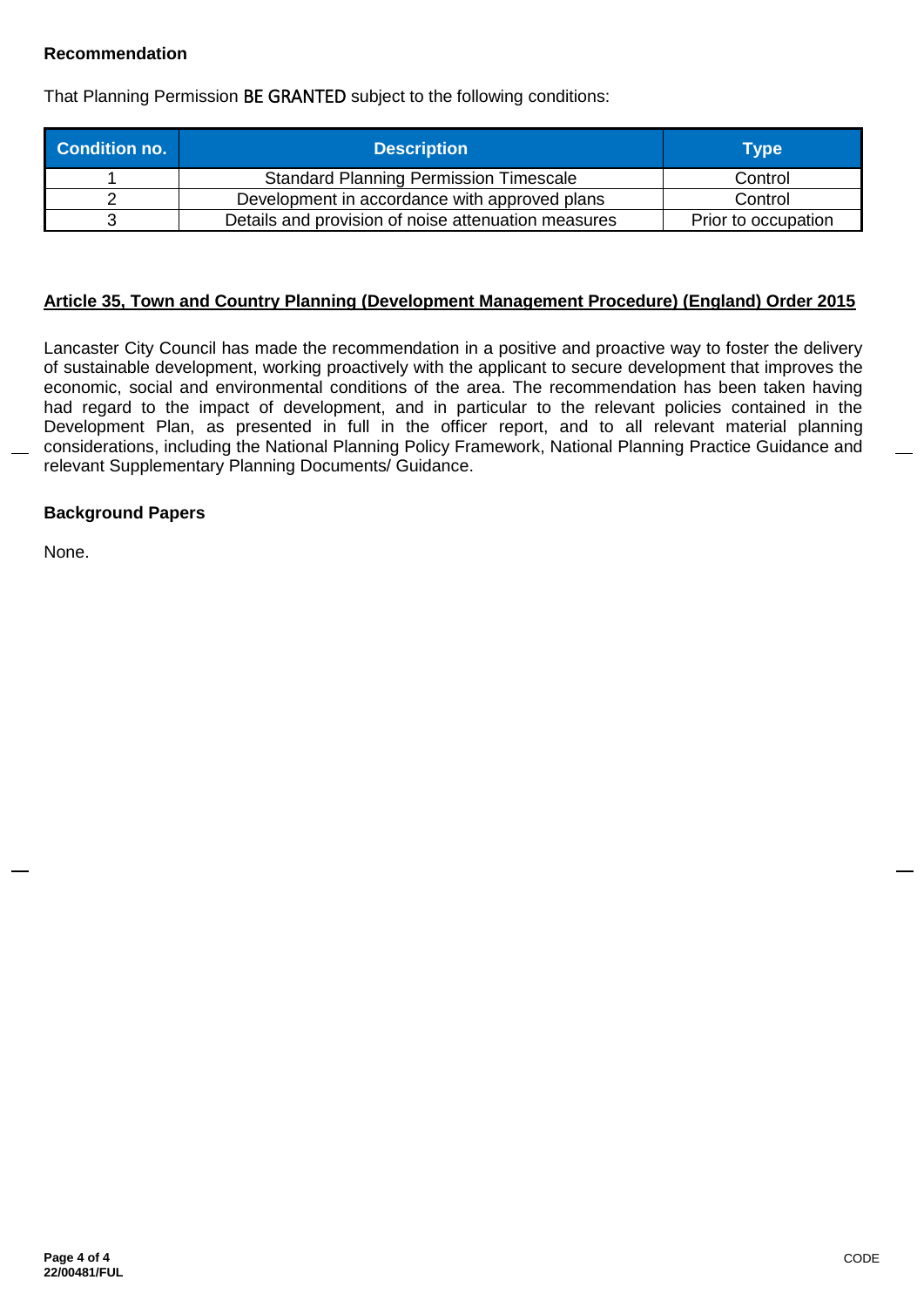**Recommendation**

That Planning Permission BE GRANTED subject to the following conditions:

| Condition no. | Description | Type |
|---|---|---|
| 1 | Standard Planning Permission Timescale | Control |
| 2 | Development in accordance with approved plans | Control |
| 3 | Details and provision of noise attenuation measures | Prior to occupation |

**Article 35, Town and Country Planning (Development Management Procedure) (England) Order 2015**

Lancaster City Council has made the recommendation in a positive and proactive way to foster the delivery of sustainable development, working proactively with the applicant to secure development that improves the economic, social and environmental conditions of the area. The recommendation has been taken having had regard to the impact of development, and in particular to the relevant policies contained in the Development Plan, as presented in full in the officer report, and to all relevant material planning considerations, including the National Planning Policy Framework, National Planning Practice Guidance and relevant Supplementary Planning Documents/ Guidance.

**Background Papers**

None.